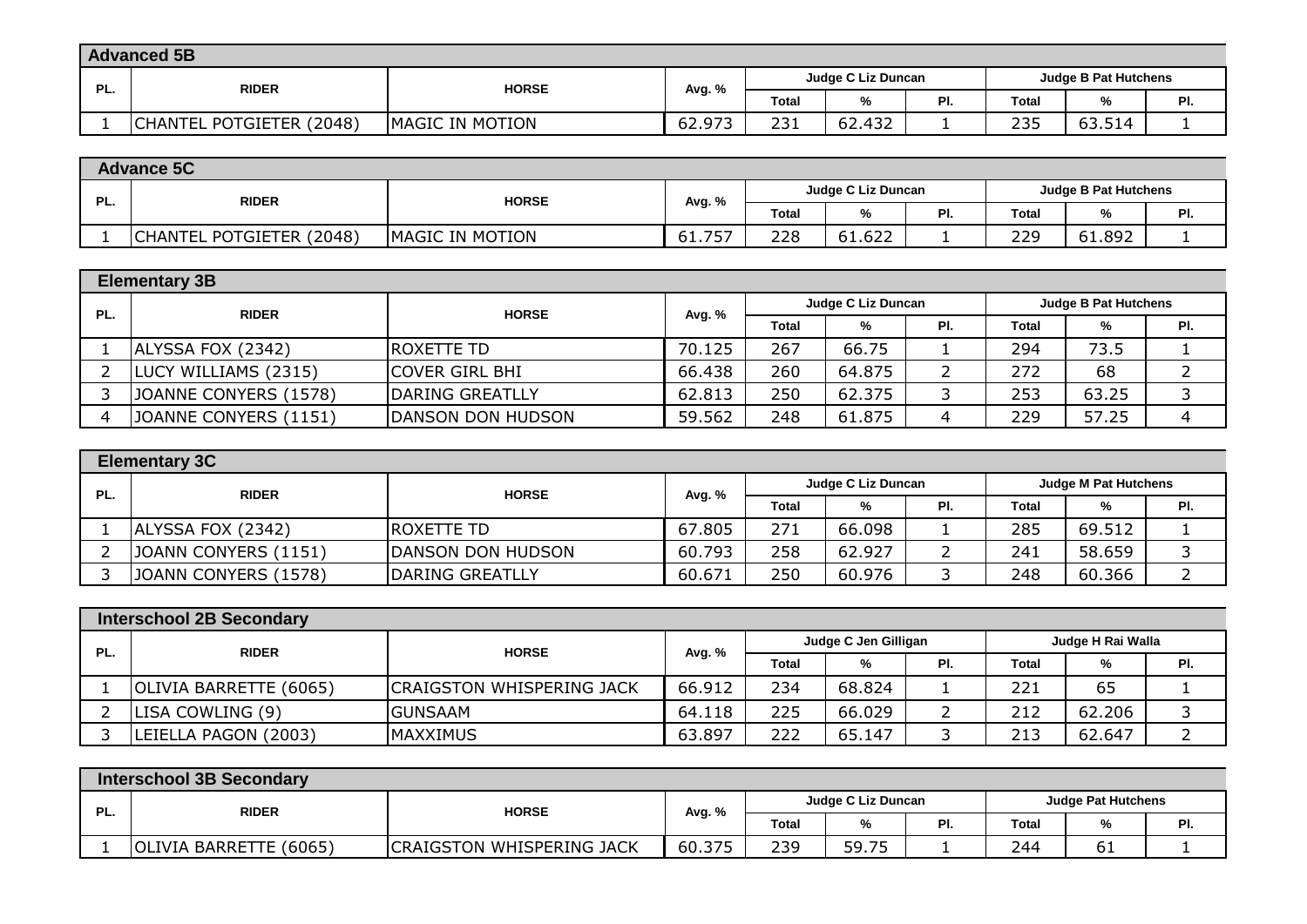## Advanced 5B

| PL. | RIDER | HORSE | Avg. % | Judge C Liz Duncan | | | Judge B Pat Hutchens | | |
|---|---|---|---|---|---|---|---|---|---|
| | | | | Total | % | Pl. | Total | % | Pl. |
| 1 | CHANTEL POTGIETER (2048) | MAGIC IN MOTION | 62.973 | 231 | 62.432 | 1 | 235 | 63.514 | 1 |

## Advance 5C

| PL. | RIDER | HORSE | Avg. % | Judge C Liz Duncan | | | Judge B Pat Hutchens | | |
|---|---|---|---|---|---|---|---|---|---|
| | | | | Total | % | Pl. | Total | % | Pl. |
| 1 | CHANTEL POTGIETER (2048) | MAGIC IN MOTION | 61.757 | 228 | 61.622 | 1 | 229 | 61.892 | 1 |

## Elementary 3B

| PL. | RIDER | HORSE | Avg. % | Judge C Liz Duncan | | | Judge B Pat Hutchens | | |
|---|---|---|---|---|---|---|---|---|---|
| | | | | Total | % | Pl. | Total | % | Pl. |
| 1 | ALYSSA FOX (2342) | ROXETTE TD | 70.125 | 267 | 66.75 | 1 | 294 | 73.5 | 1 |
| 2 | LUCY WILLIAMS (2315) | COVER GIRL BHI | 66.438 | 260 | 64.875 | 2 | 272 | 68 | 2 |
| 3 | JOANNE CONYERS (1578) | DARING GREATLLY | 62.813 | 250 | 62.375 | 3 | 253 | 63.25 | 3 |
| 4 | JOANNE CONYERS (1151) | DANSON DON HUDSON | 59.562 | 248 | 61.875 | 4 | 229 | 57.25 | 4 |

## Elementary 3C

| PL. | RIDER | HORSE | Avg. % | Judge C Liz Duncan | | | Judge M Pat Hutchens | | |
|---|---|---|---|---|---|---|---|---|---|
| | | | | Total | % | Pl. | Total | % | Pl. |
| 1 | ALYSSA FOX (2342) | ROXETTE TD | 67.805 | 271 | 66.098 | 1 | 285 | 69.512 | 1 |
| 2 | JOANN CONYERS (1151) | DANSON DON HUDSON | 60.793 | 258 | 62.927 | 2 | 241 | 58.659 | 3 |
| 3 | JOANN CONYERS (1578) | DARING GREATLLY | 60.671 | 250 | 60.976 | 3 | 248 | 60.366 | 2 |

## Interschool 2B Secondary

| PL. | RIDER | HORSE | Avg. % | Judge C Jen Gilligan | | | Judge H Rai Walla | | |
|---|---|---|---|---|---|---|---|---|---|
| | | | | Total | % | Pl. | Total | % | Pl. |
| 1 | OLIVIA BARRETTE (6065) | CRAIGSTON WHISPERING JACK | 66.912 | 234 | 68.824 | 1 | 221 | 65 | 1 |
| 2 | LISA COWLING (9) | GUNSAAM | 64.118 | 225 | 66.029 | 2 | 212 | 62.206 | 3 |
| 3 | LEIELLA PAGON (2003) | MAXXIMUS | 63.897 | 222 | 65.147 | 3 | 213 | 62.647 | 2 |

## Interschool 3B Secondary

| PL. | RIDER | HORSE | Avg. % | Judge C Liz Duncan | | | Judge Pat Hutchens | | |
|---|---|---|---|---|---|---|---|---|---|
| | | | | Total | % | Pl. | Total | % | Pl. |
| 1 | OLIVIA BARRETTE (6065) | CRAIGSTON WHISPERING JACK | 60.375 | 239 | 59.75 | 1 | 244 | 61 | 1 |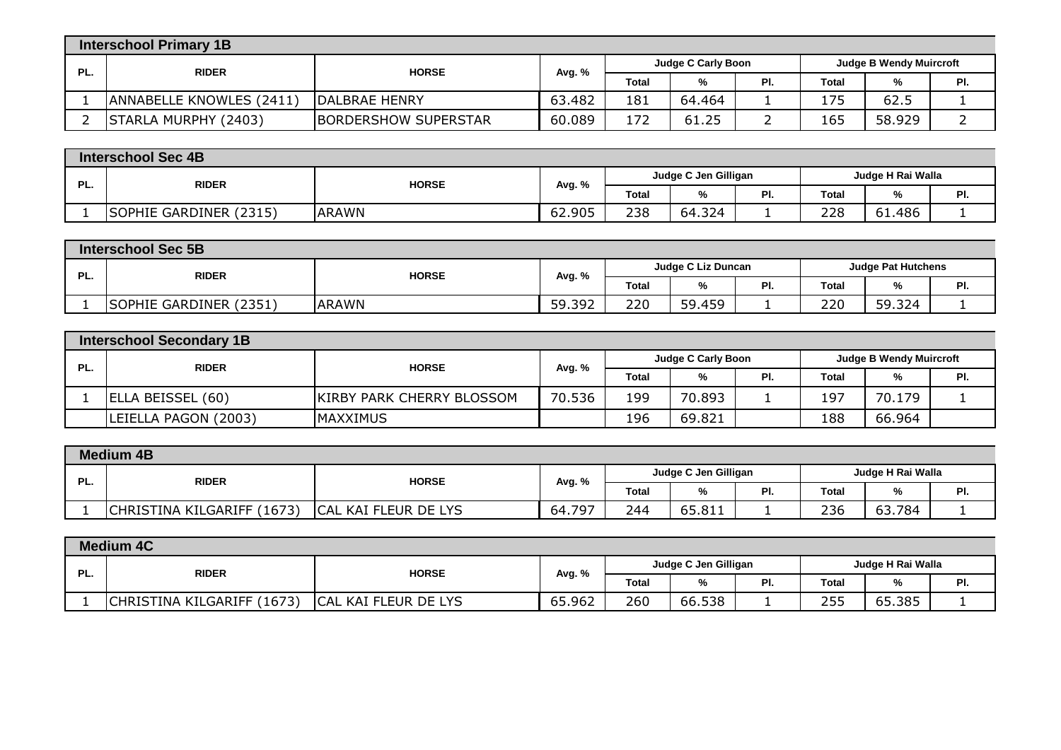## Interschool Primary 1B

| PL. | RIDER | HORSE | Avg. % | Judge C Carly Boon | | | Judge B Wendy Muircroft | | |
|---|---|---|---|---|---|---|---|---|---|
| | | | | Total | % | Pl. | Total | % | Pl. |
| 1 | ANNABELLE KNOWLES (2411) | DALBRAE HENRY | 63.482 | 181 | 64.464 | 1 | 175 | 62.5 | 1 |
| 2 | STARLA MURPHY (2403) | BORDERSHOW SUPERSTAR | 60.089 | 172 | 61.25 | 2 | 165 | 58.929 | 2 |

## Interschool Sec 4B

| PL. | RIDER | HORSE | Avg. % | Judge C Jen Gilligan | | | Judge H Rai Walla | | |
|---|---|---|---|---|---|---|---|---|---|
| | | | | Total | % | Pl. | Total | % | Pl. |
| 1 | SOPHIE GARDINER (2315) | ARAWN | 62.905 | 238 | 64.324 | 1 | 228 | 61.486 | 1 |

## Interschool Sec 5B

| PL. | RIDER | HORSE | Avg. % | Judge C Liz Duncan | | | Judge Pat Hutchens | | |
|---|---|---|---|---|---|---|---|---|---|
| | | | | Total | % | Pl. | Total | % | Pl. |
| 1 | SOPHIE GARDINER (2351) | ARAWN | 59.392 | 220 | 59.459 | 1 | 220 | 59.324 | 1 |

## Interschool Secondary 1B

| PL. | RIDER | HORSE | Avg. % | Judge C Carly Boon | | | Judge B Wendy Muircroft | | |
|---|---|---|---|---|---|---|---|---|---|
| | | | | Total | % | Pl. | Total | % | Pl. |
| 1 | ELLA BEISSEL (60) | KIRBY PARK CHERRY BLOSSOM | 70.536 | 199 | 70.893 | 1 | 197 | 70.179 | 1 |
| | LEIELLA PAGON (2003) | MAXXIMUS | | 196 | 69.821 | | 188 | 66.964 | |

## Medium 4B

| PL. | RIDER | HORSE | Avg. % | Judge C Jen Gilligan | | | Judge H Rai Walla | | |
|---|---|---|---|---|---|---|---|---|---|
| | | | | Total | % | Pl. | Total | % | Pl. |
| 1 | CHRISTINA KILGARIFF (1673) | CAL KAI FLEUR DE LYS | 64.797 | 244 | 65.811 | 1 | 236 | 63.784 | 1 |

## Medium 4C

| PL. | RIDER | HORSE | Avg. % | Judge C Jen Gilligan | | | Judge H Rai Walla | | |
|---|---|---|---|---|---|---|---|---|---|
| | | | | Total | % | Pl. | Total | % | Pl. |
| 1 | CHRISTINA KILGARIFF (1673) | CAL KAI FLEUR DE LYS | 65.962 | 260 | 66.538 | 1 | 255 | 65.385 | 1 |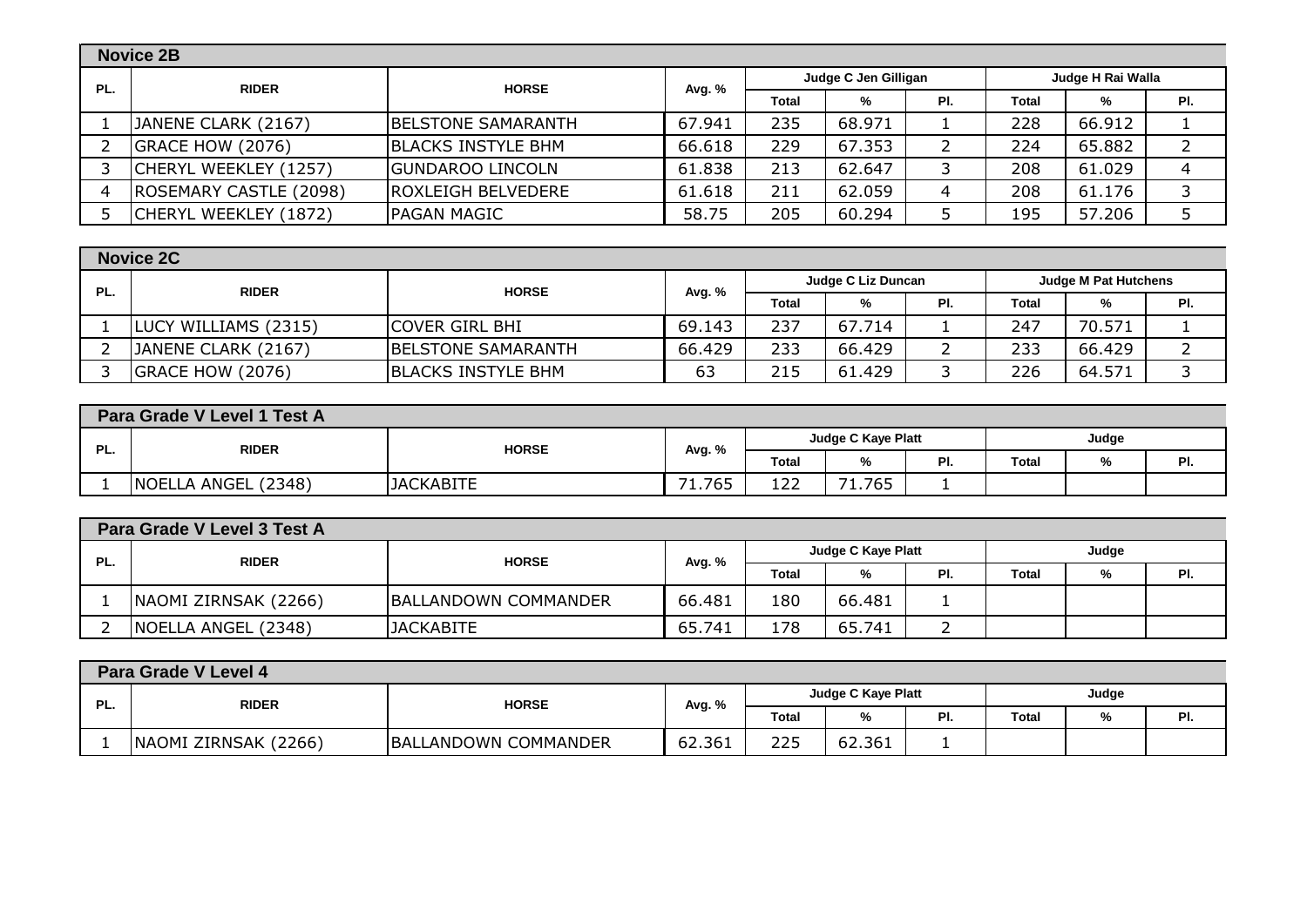## Novice 2B

| PL. | RIDER | HORSE | Avg. % | Judge C Jen Gilligan | | | Judge H Rai Walla | | |
|---|---|---|---|---|---|---|---|---|---|
| | | | | Total | % | Pl. | Total | % | Pl. |
| 1 | JANENE CLARK (2167) | BELSTONE SAMARANTH | 67.941 | 235 | 68.971 | 1 | 228 | 66.912 | 1 |
| 2 | GRACE HOW (2076) | BLACKS INSTYLE BHM | 66.618 | 229 | 67.353 | 2 | 224 | 65.882 | 2 |
| 3 | CHERYL WEEKLEY (1257) | GUNDAROO LINCOLN | 61.838 | 213 | 62.647 | 3 | 208 | 61.029 | 4 |
| 4 | ROSEMARY CASTLE (2098) | ROXLEIGH BELVEDERE | 61.618 | 211 | 62.059 | 4 | 208 | 61.176 | 3 |
| 5 | CHERYL WEEKLEY (1872) | PAGAN MAGIC | 58.75 | 205 | 60.294 | 5 | 195 | 57.206 | 5 |

## Novice 2C

| PL. | RIDER | HORSE | Avg. % | Judge C Liz Duncan | | | Judge M Pat Hutchens | | |
|---|---|---|---|---|---|---|---|---|---|
| | | | | Total | % | Pl. | Total | % | Pl. |
| 1 | LUCY WILLIAMS (2315) | COVER GIRL BHI | 69.143 | 237 | 67.714 | 1 | 247 | 70.571 | 1 |
| 2 | JANENE CLARK (2167) | BELSTONE SAMARANTH | 66.429 | 233 | 66.429 | 2 | 233 | 66.429 | 2 |
| 3 | GRACE HOW (2076) | BLACKS INSTYLE BHM | 63 | 215 | 61.429 | 3 | 226 | 64.571 | 3 |

## Para Grade V Level 1 Test A

| PL. | RIDER | HORSE | Avg. % | Judge C Kaye Platt | | | Judge | | |
|---|---|---|---|---|---|---|---|---|---|
| | | | | Total | % | Pl. | Total | % | Pl. |
| 1 | NOELLA ANGEL (2348) | JACKABITE | 71.765 | 122 | 71.765 | 1 | | | |

## Para Grade V Level 3 Test A

| PL. | RIDER | HORSE | Avg. % | Judge C Kaye Platt | | | Judge | | |
|---|---|---|---|---|---|---|---|---|---|
| | | | | Total | % | Pl. | Total | % | Pl. |
| 1 | NAOMI ZIRNSAK (2266) | BALLANDOWN COMMANDER | 66.481 | 180 | 66.481 | 1 | | | |
| 2 | NOELLA ANGEL (2348) | JACKABITE | 65.741 | 178 | 65.741 | 2 | | | |

## Para Grade V Level 4

| PL. | RIDER | HORSE | Avg. % | Judge C Kaye Platt | | | Judge | | |
|---|---|---|---|---|---|---|---|---|---|
| | | | | Total | % | Pl. | Total | % | Pl. |
| 1 | NAOMI ZIRNSAK (2266) | BALLANDOWN COMMANDER | 62.361 | 225 | 62.361 | 1 | | | |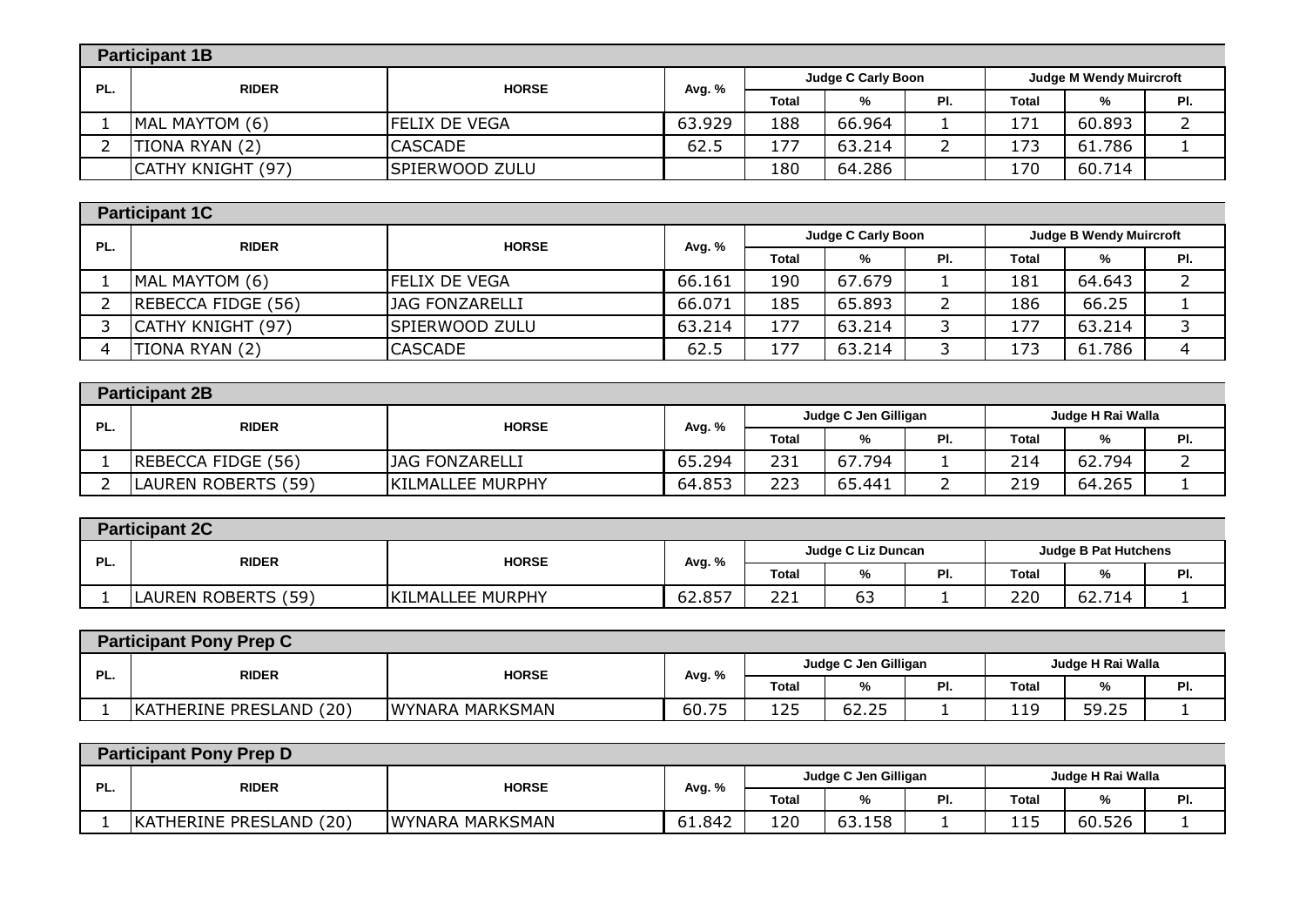## Participant 1B

| PL. | RIDER | HORSE | Avg. % | Judge C Carly Boon | | | Judge M Wendy Muircroft | | |
|---|---|---|---|---|---|---|---|---|---|
| | | | | Total | % | Pl. | Total | % | Pl. |
| 1 | MAL MAYTOM (6) | FELIX DE VEGA | 63.929 | 188 | 66.964 | 1 | 171 | 60.893 | 2 |
| 2 | TIONA RYAN (2) | CASCADE | 62.5 | 177 | 63.214 | 2 | 173 | 61.786 | 1 |
| | CATHY KNIGHT (97) | SPIERWOOD ZULU | | 180 | 64.286 | | 170 | 60.714 | |

## Participant 1C

| PL. | RIDER | HORSE | Avg. % | Judge C Carly Boon | | | Judge B Wendy Muircroft | | |
|---|---|---|---|---|---|---|---|---|---|
| | | | | Total | % | Pl. | Total | % | Pl. |
| 1 | MAL MAYTOM (6) | FELIX DE VEGA | 66.161 | 190 | 67.679 | 1 | 181 | 64.643 | 2 |
| 2 | REBECCA FIDGE (56) | JAG FONZARELLI | 66.071 | 185 | 65.893 | 2 | 186 | 66.25 | 1 |
| 3 | CATHY KNIGHT (97) | SPIERWOOD ZULU | 63.214 | 177 | 63.214 | 3 | 177 | 63.214 | 3 |
| 4 | TIONA RYAN (2) | CASCADE | 62.5 | 177 | 63.214 | 3 | 173 | 61.786 | 4 |

## Participant 2B

| PL. | RIDER | HORSE | Avg. % | Judge C Jen Gilligan | | | Judge H Rai Walla | | |
|---|---|---|---|---|---|---|---|---|---|
| | | | | Total | % | Pl. | Total | % | Pl. |
| 1 | REBECCA FIDGE (56) | JAG FONZARELLI | 65.294 | 231 | 67.794 | 1 | 214 | 62.794 | 2 |
| 2 | LAUREN ROBERTS (59) | KILMALLEE MURPHY | 64.853 | 223 | 65.441 | 2 | 219 | 64.265 | 1 |

## Participant 2C

| PL. | RIDER | HORSE | Avg. % | Judge C Liz Duncan | | | Judge B Pat Hutchens | | |
|---|---|---|---|---|---|---|---|---|---|
| | | | | Total | % | Pl. | Total | % | Pl. |
| 1 | LAUREN ROBERTS (59) | KILMALLEE MURPHY | 62.857 | 221 | 63 | 1 | 220 | 62.714 | 1 |

## Participant Pony Prep C

| PL. | RIDER | HORSE | Avg. % | Judge C Jen Gilligan | | | Judge H Rai Walla | | |
|---|---|---|---|---|---|---|---|---|---|
| | | | | Total | % | Pl. | Total | % | Pl. |
| 1 | KATHERINE PRESLAND (20) | WYNARA MARKSMAN | 60.75 | 125 | 62.25 | 1 | 119 | 59.25 | 1 |

## Participant Pony Prep D

| PL. | RIDER | HORSE | Avg. % | Judge C Jen Gilligan | | | Judge H Rai Walla | | |
|---|---|---|---|---|---|---|---|---|---|
| | | | | Total | % | Pl. | Total | % | Pl. |
| 1 | KATHERINE PRESLAND (20) | WYNARA MARKSMAN | 61.842 | 120 | 63.158 | 1 | 115 | 60.526 | 1 |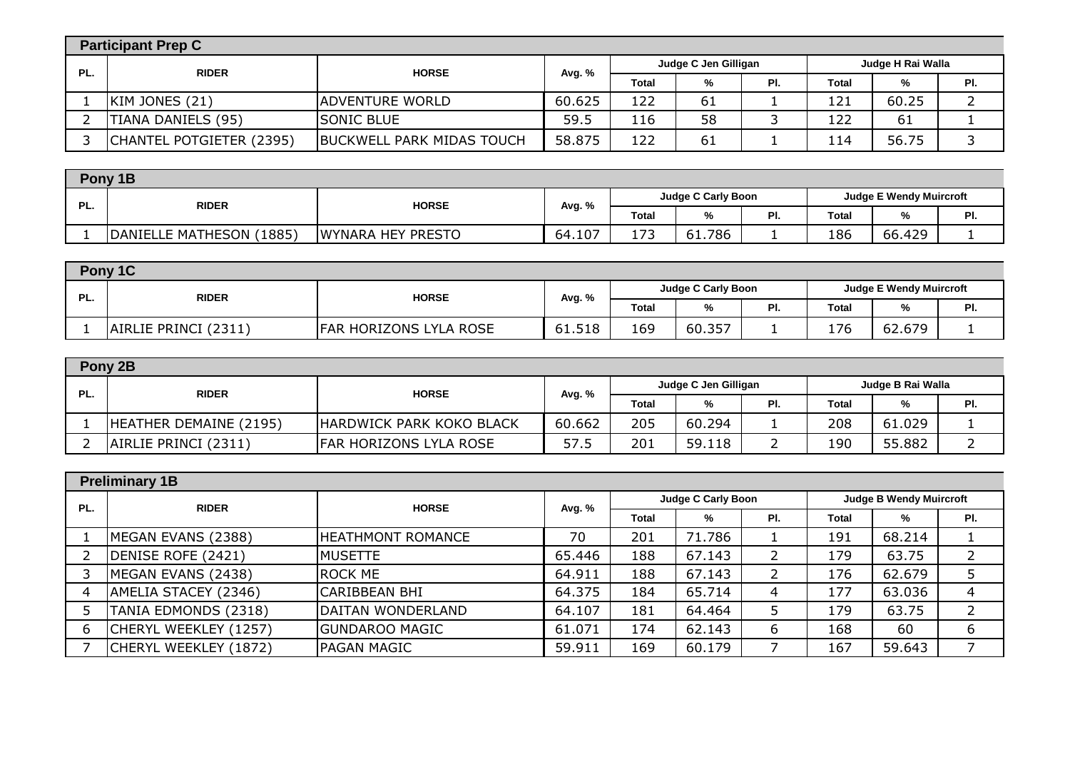## Participant Prep C

| PL. | RIDER | HORSE | Avg. % | Judge C Jen Gilligan | | | Judge H Rai Walla | | |
|---|---|---|---|---|---|---|---|---|---|
| | | | | Total | % | Pl. | Total | % | Pl. |
| 1 | KIM JONES (21) | ADVENTURE WORLD | 60.625 | 122 | 61 | 1 | 121 | 60.25 | 2 |
| 2 | TIANA DANIELS (95) | SONIC BLUE | 59.5 | 116 | 58 | 3 | 122 | 61 | 1 |
| 3 | CHANTEL POTGIETER (2395) | BUCKWELL PARK MIDAS TOUCH | 58.875 | 122 | 61 | 1 | 114 | 56.75 | 3 |

## Pony 1B

| PL. | RIDER | HORSE | Avg. % | Judge C Carly Boon | | | Judge E Wendy Muircroft | | |
|---|---|---|---|---|---|---|---|---|---|
| | | | | Total | % | Pl. | Total | % | Pl. |
| 1 | DANIELLE MATHESON (1885) | WYNARA HEY PRESTO | 64.107 | 173 | 61.786 | 1 | 186 | 66.429 | 1 |

## Pony 1C

| PL. | RIDER | HORSE | Avg. % | Judge C Carly Boon | | | Judge E Wendy Muircroft | | |
|---|---|---|---|---|---|---|---|---|---|
| | | | | Total | % | Pl. | Total | % | Pl. |
| 1 | AIRLIE PRINCI (2311) | FAR HORIZONS LYLA ROSE | 61.518 | 169 | 60.357 | 1 | 176 | 62.679 | 1 |

## Pony 2B

| PL. | RIDER | HORSE | Avg. % | Judge C Jen Gilligan | | | Judge B Rai Walla | | |
|---|---|---|---|---|---|---|---|---|---|
| | | | | Total | % | Pl. | Total | % | Pl. |
| 1 | HEATHER DEMAINE (2195) | HARDWICK PARK KOKO BLACK | 60.662 | 205 | 60.294 | 1 | 208 | 61.029 | 1 |
| 2 | AIRLIE PRINCI (2311) | FAR HORIZONS LYLA ROSE | 57.5 | 201 | 59.118 | 2 | 190 | 55.882 | 2 |

## Preliminary 1B

| PL. | RIDER | HORSE | Avg. % | Judge C Carly Boon | | | Judge B Wendy Muircroft | | |
|---|---|---|---|---|---|---|---|---|---|
| | | | | Total | % | Pl. | Total | % | Pl. |
| 1 | MEGAN EVANS (2388) | HEATHMONT ROMANCE | 70 | 201 | 71.786 | 1 | 191 | 68.214 | 1 |
| 2 | DENISE ROFE (2421) | MUSETTE | 65.446 | 188 | 67.143 | 2 | 179 | 63.75 | 2 |
| 3 | MEGAN EVANS (2438) | ROCK ME | 64.911 | 188 | 67.143 | 2 | 176 | 62.679 | 5 |
| 4 | AMELIA STACEY (2346) | CARIBBEAN BHI | 64.375 | 184 | 65.714 | 4 | 177 | 63.036 | 4 |
| 5 | TANIA EDMONDS (2318) | DAITAN WONDERLAND | 64.107 | 181 | 64.464 | 5 | 179 | 63.75 | 2 |
| 6 | CHERYL WEEKLEY (1257) | GUNDAROO MAGIC | 61.071 | 174 | 62.143 | 6 | 168 | 60 | 6 |
| 7 | CHERYL WEEKLEY (1872) | PAGAN MAGIC | 59.911 | 169 | 60.179 | 7 | 167 | 59.643 | 7 |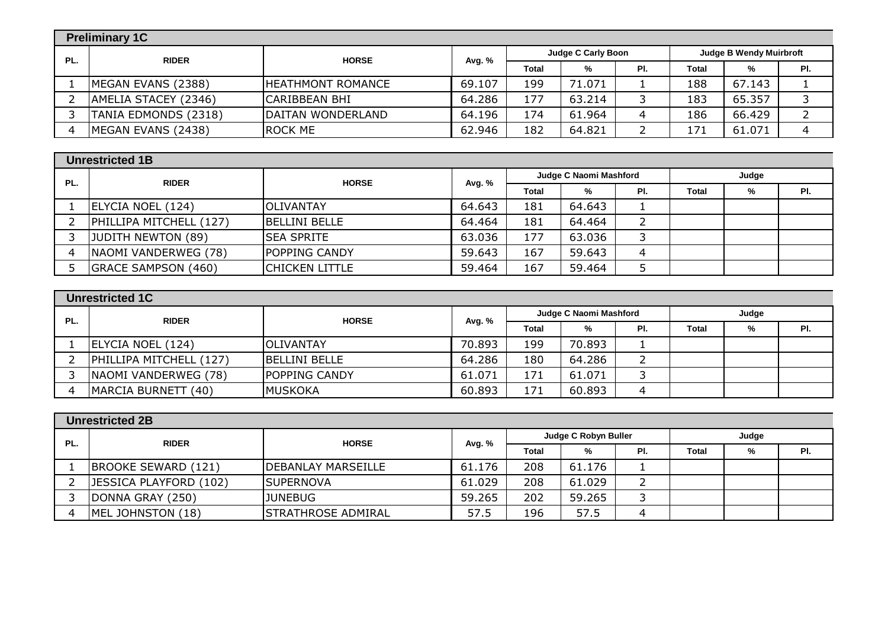## Preliminary 1C

| PL. | RIDER | HORSE | Avg. % | Judge C Carly Boon | | | Judge B Wendy Muirbroft | | |
|---|---|---|---|---|---|---|---|---|---|
| | | | | Total | % | Pl. | Total | % | Pl. |
| 1 | MEGAN EVANS (2388) | HEATHMONT ROMANCE | 69.107 | 199 | 71.071 | 1 | 188 | 67.143 | 1 |
| 2 | AMELIA STACEY (2346) | CARIBBEAN BHI | 64.286 | 177 | 63.214 | 3 | 183 | 65.357 | 3 |
| 3 | TANIA EDMONDS (2318) | DAITAN WONDERLAND | 64.196 | 174 | 61.964 | 4 | 186 | 66.429 | 2 |
| 4 | MEGAN EVANS (2438) | ROCK ME | 62.946 | 182 | 64.821 | 2 | 171 | 61.071 | 4 |

## Unrestricted 1B

| PL. | RIDER | HORSE | Avg. % | Judge C Naomi Mashford | | | Judge | | |
|---|---|---|---|---|---|---|---|---|---|
| | | | | Total | % | Pl. | Total | % | Pl. |
| 1 | ELYCIA NOEL (124) | OLIVANTAY | 64.643 | 181 | 64.643 | 1 | | | |
| 2 | PHILLIPA MITCHELL (127) | BELLINI BELLE | 64.464 | 181 | 64.464 | 2 | | | |
| 3 | JUDITH NEWTON (89) | SEA SPRITE | 63.036 | 177 | 63.036 | 3 | | | |
| 4 | NAOMI VANDERWEG (78) | POPPING CANDY | 59.643 | 167 | 59.643 | 4 | | | |
| 5 | GRACE SAMPSON (460) | CHICKEN LITTLE | 59.464 | 167 | 59.464 | 5 | | | |

## Unrestricted 1C

| PL. | RIDER | HORSE | Avg. % | Judge C Naomi Mashford | | | Judge | | |
|---|---|---|---|---|---|---|---|---|---|
| | | | | Total | % | Pl. | Total | % | Pl. |
| 1 | ELYCIA NOEL (124) | OLIVANTAY | 70.893 | 199 | 70.893 | 1 | | | |
| 2 | PHILLIPA MITCHELL (127) | BELLINI BELLE | 64.286 | 180 | 64.286 | 2 | | | |
| 3 | NAOMI VANDERWEG (78) | POPPING CANDY | 61.071 | 171 | 61.071 | 3 | | | |
| 4 | MARCIA BURNETT (40) | MUSKOKA | 60.893 | 171 | 60.893 | 4 | | | |

## Unrestricted 2B

| PL. | RIDER | HORSE | Avg. % | Judge C Robyn Buller | | | Judge | | |
|---|---|---|---|---|---|---|---|---|---|
| | | | | Total | % | Pl. | Total | % | Pl. |
| 1 | BROOKE SEWARD (121) | DEBANLAY MARSEILLE | 61.176 | 208 | 61.176 | 1 | | | |
| 2 | JESSICA PLAYFORD (102) | SUPERNOVA | 61.029 | 208 | 61.029 | 2 | | | |
| 3 | DONNA GRAY (250) | JUNEBUG | 59.265 | 202 | 59.265 | 3 | | | |
| 4 | MEL JOHNSTON (18) | STRATHROSE ADMIRAL | 57.5 | 196 | 57.5 | 4 | | | |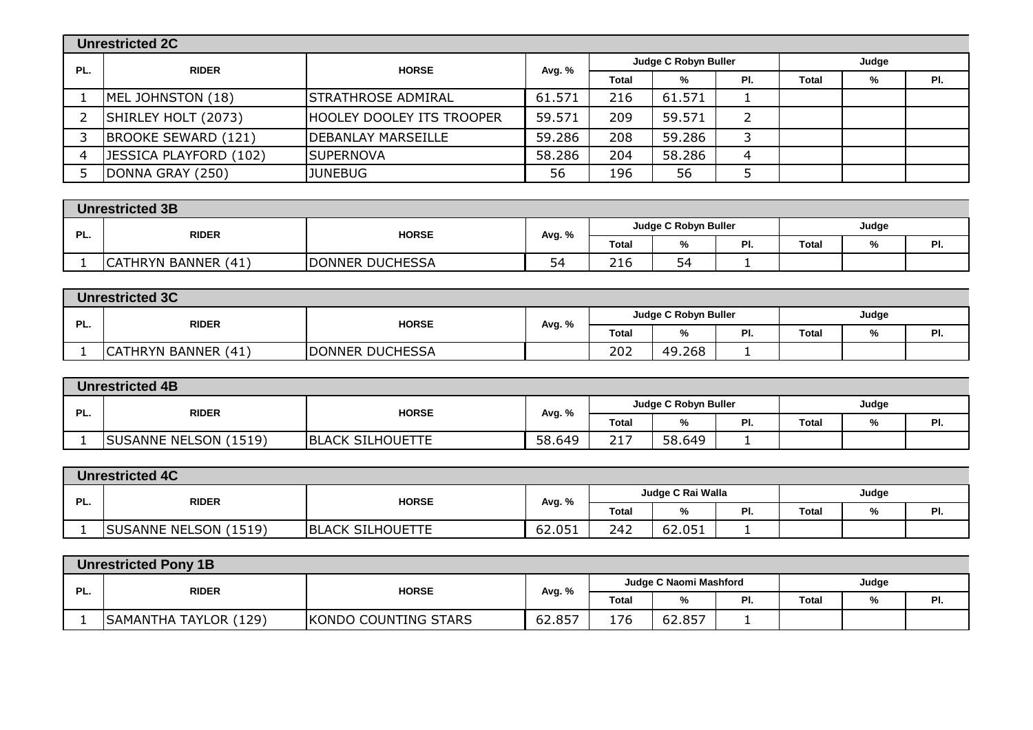## Unrestricted 2C

| PL. | RIDER | HORSE | Avg. % | Judge C Robyn Buller | | | Judge | | |
|---|---|---|---|---|---|---|---|---|---|
| | | | | Total | % | Pl. | Total | % | Pl. |
| 1 | MEL JOHNSTON (18) | STRATHROSE ADMIRAL | 61.571 | 216 | 61.571 | 1 | | | |
| 2 | SHIRLEY HOLT (2073) | HOOLEY DOOLEY ITS TROOPER | 59.571 | 209 | 59.571 | 2 | | | |
| 3 | BROOKE SEWARD (121) | DEBANLAY MARSEILLE | 59.286 | 208 | 59.286 | 3 | | | |
| 4 | JESSICA PLAYFORD (102) | SUPERNOVA | 58.286 | 204 | 58.286 | 4 | | | |
| 5 | DONNA GRAY (250) | JUNEBUG | 56 | 196 | 56 | 5 | | | |

## Unrestricted 3B

| PL. | RIDER | HORSE | Avg. % | Judge C Robyn Buller | | | Judge | | |
|---|---|---|---|---|---|---|---|---|---|
| | | | | Total | % | Pl. | Total | % | Pl. |
| 1 | CATHRYN BANNER (41) | DONNER DUCHESSA | 54 | 216 | 54 | 1 | | | |

## Unrestricted 3C

| PL. | RIDER | HORSE | Avg. % | Judge C Robyn Buller | | | Judge | | |
|---|---|---|---|---|---|---|---|---|---|
| | | | | Total | % | Pl. | Total | % | Pl. |
| 1 | CATHRYN BANNER (41) | DONNER DUCHESSA | | 202 | 49.268 | 1 | | | |

## Unrestricted 4B

| PL. | RIDER | HORSE | Avg. % | Judge C Robyn Buller | | | Judge | | |
|---|---|---|---|---|---|---|---|---|---|
| | | | | Total | % | Pl. | Total | % | Pl. |
| 1 | SUSANNE NELSON (1519) | BLACK SILHOUETTE | 58.649 | 217 | 58.649 | 1 | | | |

## Unrestricted 4C

| PL. | RIDER | HORSE | Avg. % | Judge C Rai Walla | | | Judge | | |
|---|---|---|---|---|---|---|---|---|---|
| | | | | Total | % | Pl. | Total | % | Pl. |
| 1 | SUSANNE NELSON (1519) | BLACK SILHOUETTE | 62.051 | 242 | 62.051 | 1 | | | |

## Unrestricted Pony 1B

| PL. | RIDER | HORSE | Avg. % | Judge C Naomi Mashford | | | Judge | | |
|---|---|---|---|---|---|---|---|---|---|
| | | | | Total | % | Pl. | Total | % | Pl. |
| 1 | SAMANTHA TAYLOR (129) | KONDO COUNTING STARS | 62.857 | 176 | 62.857 | 1 | | | |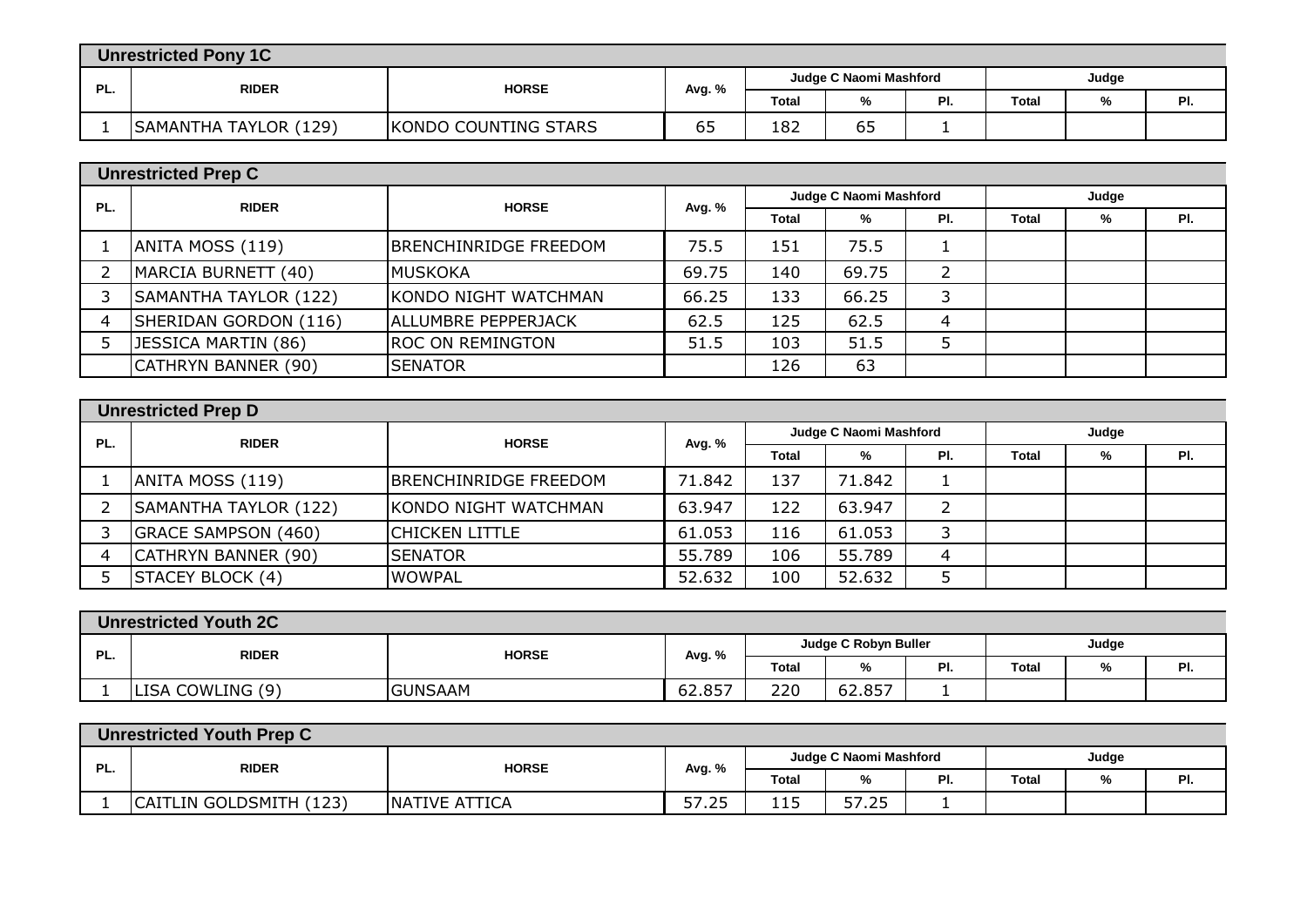## Unrestricted Pony 1C

| PL. | RIDER | HORSE | Avg. % | Judge C Naomi Mashford | | | Judge | | |
|---|---|---|---|---|---|---|---|---|---|
| | | | | Total | % | Pl. | Total | % | Pl. |
| 1 | SAMANTHA TAYLOR (129) | KONDO COUNTING STARS | 65 | 182 | 65 | 1 | | | |

## Unrestricted Prep C

| PL. | RIDER | HORSE | Avg. % | Judge C Naomi Mashford | | | Judge | | |
|---|---|---|---|---|---|---|---|---|---|
| | | | | Total | % | Pl. | Total | % | Pl. |
| 1 | ANITA MOSS (119) | BRENCHINRIDGE FREEDOM | 75.5 | 151 | 75.5 | 1 | | | |
| 2 | MARCIA BURNETT (40) | MUSKOKA | 69.75 | 140 | 69.75 | 2 | | | |
| 3 | SAMANTHA TAYLOR (122) | KONDO NIGHT WATCHMAN | 66.25 | 133 | 66.25 | 3 | | | |
| 4 | SHERIDAN GORDON (116) | ALLUMBRE PEPPERJACK | 62.5 | 125 | 62.5 | 4 | | | |
| 5 | JESSICA MARTIN (86) | ROC ON REMINGTON | 51.5 | 103 | 51.5 | 5 | | | |
| | CATHRYN BANNER (90) | SENATOR | | 126 | 63 | | | | |

## Unrestricted Prep D

| PL. | RIDER | HORSE | Avg. % | Judge C Naomi Mashford | | | Judge | | |
|---|---|---|---|---|---|---|---|---|---|
| | | | | Total | % | Pl. | Total | % | Pl. |
| 1 | ANITA MOSS (119) | BRENCHINRIDGE FREEDOM | 71.842 | 137 | 71.842 | 1 | | | |
| 2 | SAMANTHA TAYLOR (122) | KONDO NIGHT WATCHMAN | 63.947 | 122 | 63.947 | 2 | | | |
| 3 | GRACE SAMPSON (460) | CHICKEN LITTLE | 61.053 | 116 | 61.053 | 3 | | | |
| 4 | CATHRYN BANNER (90) | SENATOR | 55.789 | 106 | 55.789 | 4 | | | |
| 5 | STACEY BLOCK (4) | WOWPAL | 52.632 | 100 | 52.632 | 5 | | | |

## Unrestricted Youth 2C

| PL. | RIDER | HORSE | Avg. % | Judge C Robyn Buller | | | Judge | | |
|---|---|---|---|---|---|---|---|---|---|
| | | | | Total | % | Pl. | Total | % | Pl. |
| 1 | LISA COWLING (9) | GUNSAAM | 62.857 | 220 | 62.857 | 1 | | | |

## Unrestricted Youth Prep C

| PL. | RIDER | HORSE | Avg. % | Judge C Naomi Mashford | | | Judge | | |
|---|---|---|---|---|---|---|---|---|---|
| | | | | Total | % | Pl. | Total | % | Pl. |
| 1 | CAITLIN GOLDSMITH (123) | NATIVE ATTICA | 57.25 | 115 | 57.25 | 1 | | | |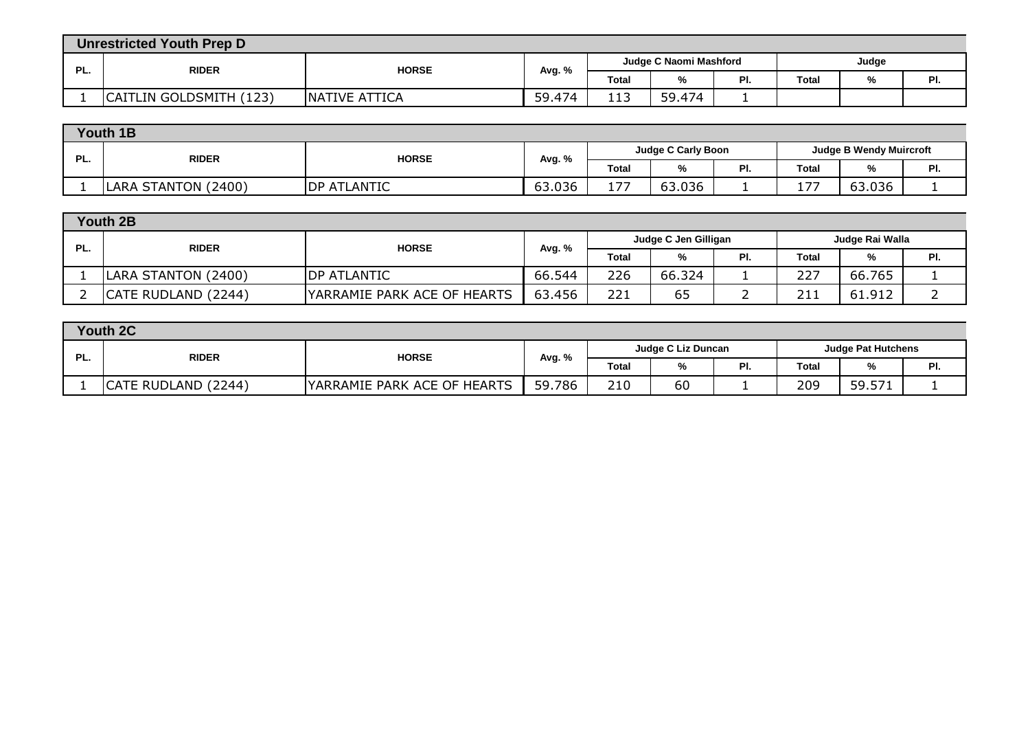| Unrestricted Youth Prep D | | | | | | | | | |
|---|---|---|---|---|---|---|---|---|---|
| PL. | RIDER | HORSE | Avg. % | Judge C Naomi Mashford | | | Judge | | |
| | | | | Total | % | Pl. | Total | % | Pl. |
| 1 | CAITLIN GOLDSMITH (123) | NATIVE ATTICA | 59.474 | 113 | 59.474 | 1 | | | |

| Youth 1B | | | | | | | | | |
|---|---|---|---|---|---|---|---|---|---|
| PL. | RIDER | HORSE | Avg. % | Judge C Carly Boon | | | Judge B Wendy Muircroft | | |
| | | | | Total | % | Pl. | Total | % | Pl. |
| 1 | LARA STANTON (2400) | DP ATLANTIC | 63.036 | 177 | 63.036 | 1 | 177 | 63.036 | 1 |

| Youth 2B | | | | | | | | | |
|---|---|---|---|---|---|---|---|---|---|
| PL. | RIDER | HORSE | Avg. % | Judge C Jen Gilligan | | | Judge Rai Walla | | |
| | | | | Total | % | Pl. | Total | % | Pl. |
| 1 | LARA STANTON (2400) | DP ATLANTIC | 66.544 | 226 | 66.324 | 1 | 227 | 66.765 | 1 |
| 2 | CATE RUDLAND (2244) | YARRAMIE PARK ACE OF HEARTS | 63.456 | 221 | 65 | 2 | 211 | 61.912 | 2 |

| Youth 2C | | | | | | | | | |
|---|---|---|---|---|---|---|---|---|---|
| PL. | RIDER | HORSE | Avg. % | Judge C Liz Duncan | | | Judge Pat Hutchens | | |
| | | | | Total | % | Pl. | Total | % | Pl. |
| 1 | CATE RUDLAND (2244) | YARRAMIE PARK ACE OF HEARTS | 59.786 | 210 | 60 | 1 | 209 | 59.571 | 1 |